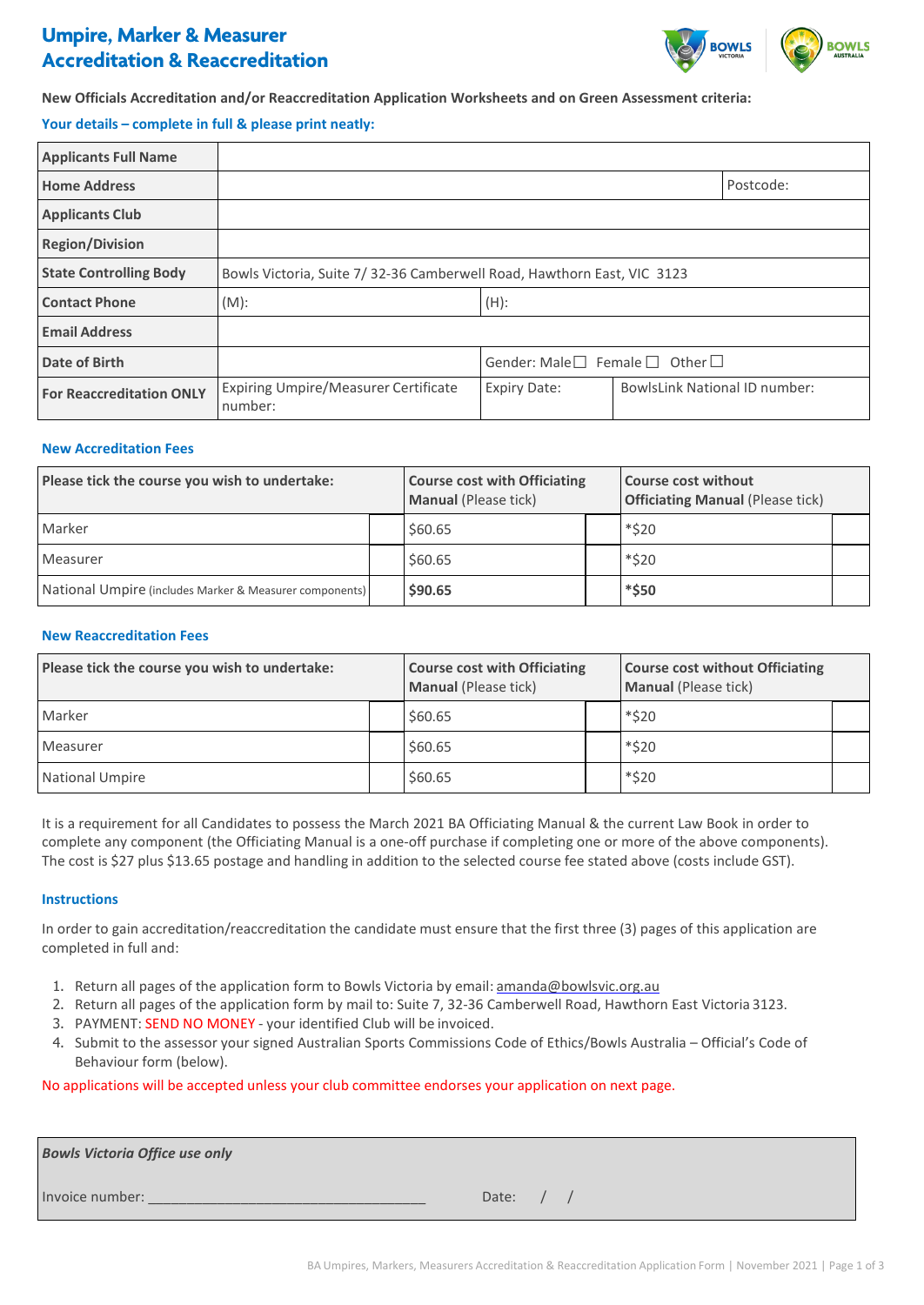# Umpire, Marker & Measurer Accreditation & Reaccreditation

**New Officials Accreditation and/or Reaccreditation Application Worksheets and on Green Assessment criteria:**

**Your details – complete in full & please print neatly:**

| | | | |
|---|---|---|---|
| **Applicants Full Name** | | | |
| **Home Address** | | | Postcode: |
| **Applicants Club** | | | |
| **Region/Division** | | | |
| **State Controlling Body** | Bowls Victoria, Suite 7/ 32-36 Camberwell Road, Hawthorn East, VIC 3123 | | |
| **Contact Phone** | (M): | (H): | |
| **Email Address** | | | |
| **Date of Birth** | | Gender: Male☐ Female☐ Other☐ | |
| **For Reaccreditation ONLY** | Expiring Umpire/Measurer Certificate number: | Expiry Date: | BowlsLink National ID number: |

## New Accreditation Fees

| Please tick the course you wish to undertake: | | Course cost with Officiating Manual (Please tick) | | Course cost without Officiating Manual (Please tick) | |
|---|---|---|---|---|---|
| Marker | | $60.65 | | *$20 | |
| Measurer | | $60.65 | | *$20 | |
| National Umpire (includes Marker & Measurer components) | | **$90.65** | | ***$50** | |

## New Reaccreditation Fees

| Please tick the course you wish to undertake: | | Course cost with Officiating Manual (Please tick) | | Course cost without Officiating Manual (Please tick) | |
|---|---|---|---|---|---|
| Marker | | $60.65 | | *$20 | |
| Measurer | | $60.65 | | *$20 | |
| National Umpire | | $60.65 | | *$20 | |

It is a requirement for all Candidates to possess the March 2021 BA Officiating Manual & the current Law Book in order to complete any component (the Officiating Manual is a one-off purchase if completing one or more of the above components). The cost is $27 plus $13.65 postage and handling in addition to the selected course fee stated above (costs include GST).

## Instructions

In order to gain accreditation/reaccreditation the candidate must ensure that the first three (3) pages of this application are completed in full and:

1. Return all pages of the application form to Bowls Victoria by email: amanda@bowlsvic.org.au
2. Return all pages of the application form by mail to: Suite 7, 32-36 Camberwell Road, Hawthorn East Victoria 3123.
3. PAYMENT: SEND NO MONEY - your identified Club will be invoiced.
4. Submit to the assessor your signed Australian Sports Commissions Code of Ethics/Bowls Australia – Official's Code of Behaviour form (below).

No applications will be accepted unless your club committee endorses your application on next page.

***Bowls Victoria Office use only***

Invoice number: ___________________________________ Date: / /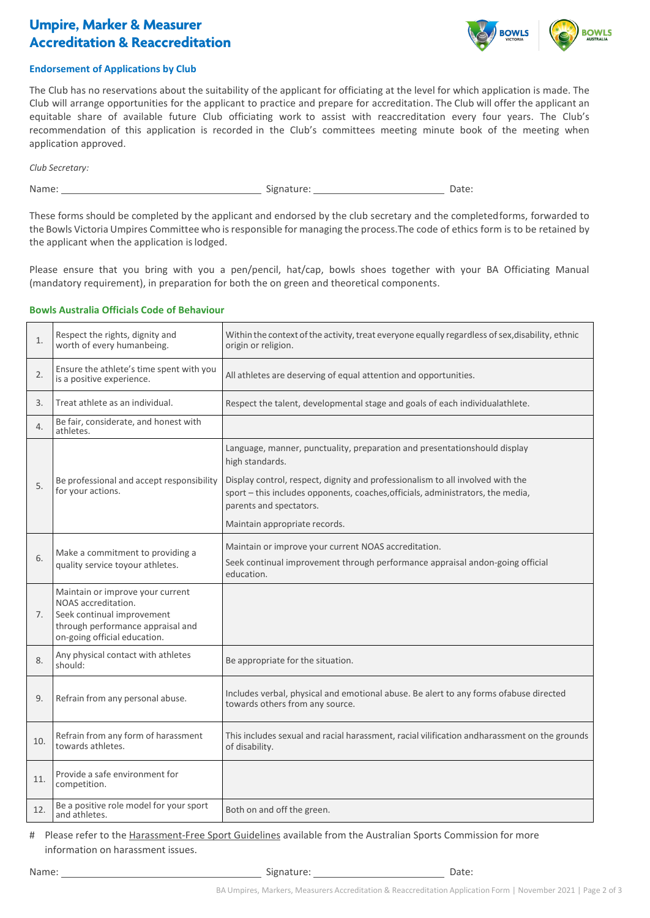# Umpire, Marker & Measurer Accreditation & Reaccreditation

### Endorsement of Applications by Club

The Club has no reservations about the suitability of the applicant for officiating at the level for which application is made. The Club will arrange opportunities for the applicant to practice and prepare for accreditation. The Club will offer the applicant an equitable share of available future Club officiating work to assist with reaccreditation every four years. The Club's recommendation of this application is recorded in the Club's committees meeting minute book of the meeting when application approved.

*Club Secretary:*

Name: ______________________ Signature: ______________________ Date:

These forms should be completed by the applicant and endorsed by the club secretary and the completed forms, forwarded to the Bowls Victoria Umpires Committee who is responsible for managing the process. The code of ethics form is to be retained by the applicant when the application is lodged.

Please ensure that you bring with you a pen/pencil, hat/cap, bowls shoes together with your BA Officiating Manual (mandatory requirement), in preparation for both the on green and theoretical components.

### Bowls Australia Officials Code of Behaviour

| | | |
|---|---|---|
| 1. | Respect the rights, dignity and worth of every humanbeing. | Within the context of the activity, treat everyone equally regardless of sex, disability, ethnic origin or religion. |
| 2. | Ensure the athlete's time spent with you is a positive experience. | All athletes are deserving of equal attention and opportunities. |
| 3. | Treat athlete as an individual. | Respect the talent, developmental stage and goals of each individualathlete. |
| 4. | Be fair, considerate, and honest with athletes. | |
| 5. | Be professional and accept responsibility for your actions. | Language, manner, punctuality, preparation and presentationshould display high standards.<br><br>Display control, respect, dignity and professionalism to all involved with the sport – this includes opponents, coaches, officials, administrators, the media, parents and spectators.<br><br>Maintain appropriate records. |
| 6. | Make a commitment to providing a quality service toyour athletes. | Maintain or improve your current NOAS accreditation.<br><br>Seek continual improvement through performance appraisal andon-going official education. |
| 7. | Maintain or improve your current NOAS accreditation.<br>Seek continual improvement through performance appraisal and on-going official education. | |
| 8. | Any physical contact with athletes should: | Be appropriate for the situation. |
| 9. | Refrain from any personal abuse. | Includes verbal, physical and emotional abuse. Be alert to any forms ofabuse directed towards others from any source. |
| 10. | Refrain from any form of harassment towards athletes. | This includes sexual and racial harassment, racial vilification andharassment on the grounds of disability. |
| 11. | Provide a safe environment for competition. | |
| 12. | Be a positive role model for your sport and athletes. | Both on and off the green. |

# Please refer to the Harassment-Free Sport Guidelines available from the Australian Sports Commission for more information on harassment issues.

Name: ______________________ Signature: ______________________ Date: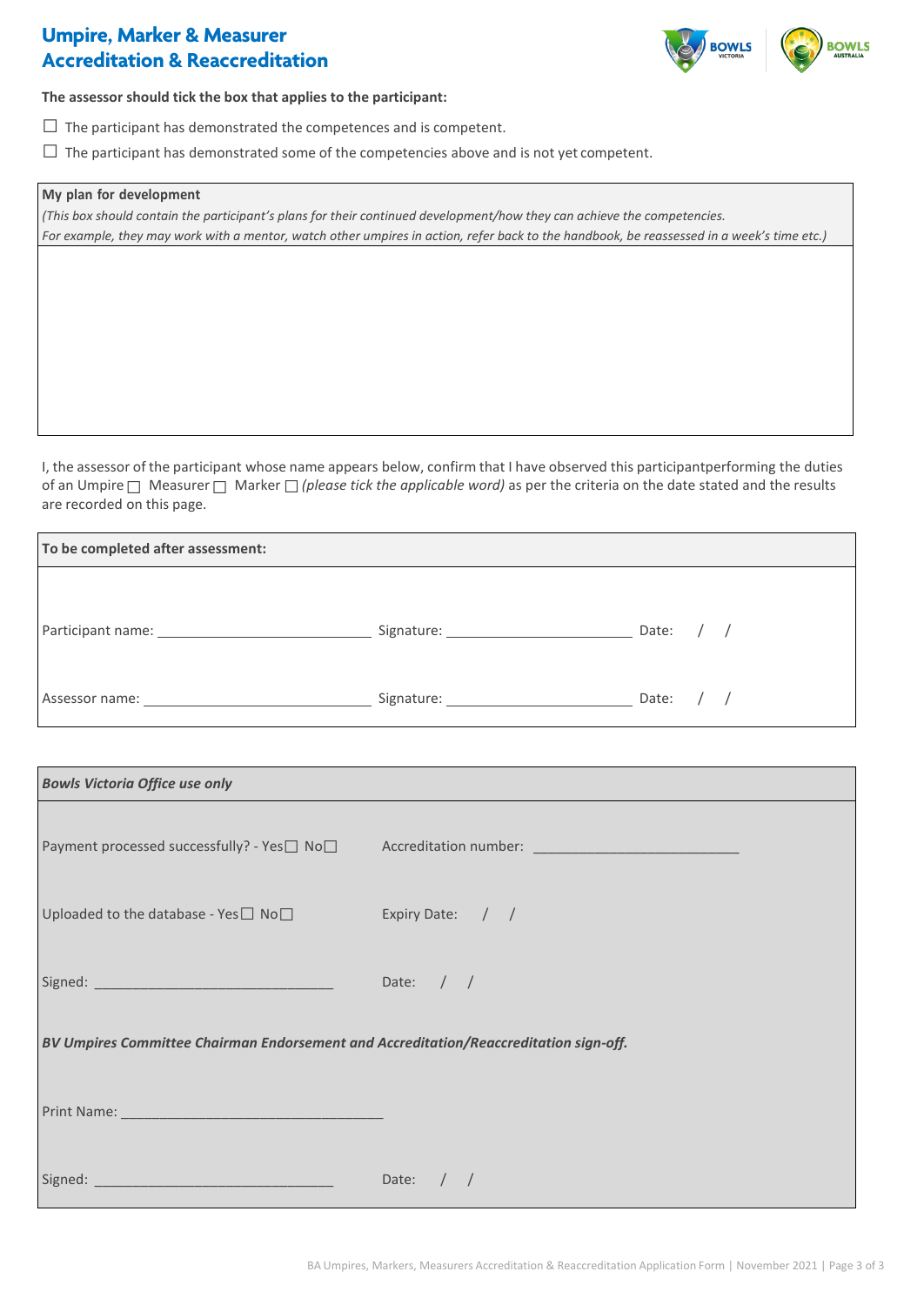# Umpire, Marker & Measurer Accreditation & Reaccreditation

**The assessor should tick the box that applies to the participant:**

☐ The participant has demonstrated the competences and is competent.

☐ The participant has demonstrated some of the competencies above and is not yet competent.

| **My plan for development** *(This box should contain the participant's plans for their continued development/how they can achieve the competencies. For example, they may work with a mentor, watch other umpires in action, refer back to the handbook, be reassessed in a week's time etc.)* |
| --- |
| |

I, the assessor of the participant whose name appears below, confirm that I have observed this participantperforming the duties of an Umpire ☐ Measurer ☐ Marker ☐ *(please tick the applicable word)* as per the criteria on the date stated and the results are recorded on this page.

| **To be completed after assessment:** | | |
| --- | --- | --- |
| Participant name: ____________________________ | Signature: ________________________ | Date: / / |
| Assessor name: ______________________________ | Signature: ________________________ | Date: / / |

| ***Bowls Victoria Office use only*** | |
| --- | --- |
| Payment processed successfully? - Yes☐ No☐ | Accreditation number: ___________________________ |
| Uploaded to the database - Yes☐ No☐ | Expiry Date: / / |
| Signed: _______________________________ | Date: / / |
| ***BV Umpires Committee Chairman Endorsement and Accreditation/Reaccreditation sign-off.*** | |
| Print Name: __________________________________ | |
| Signed: _______________________________ | Date: / / |